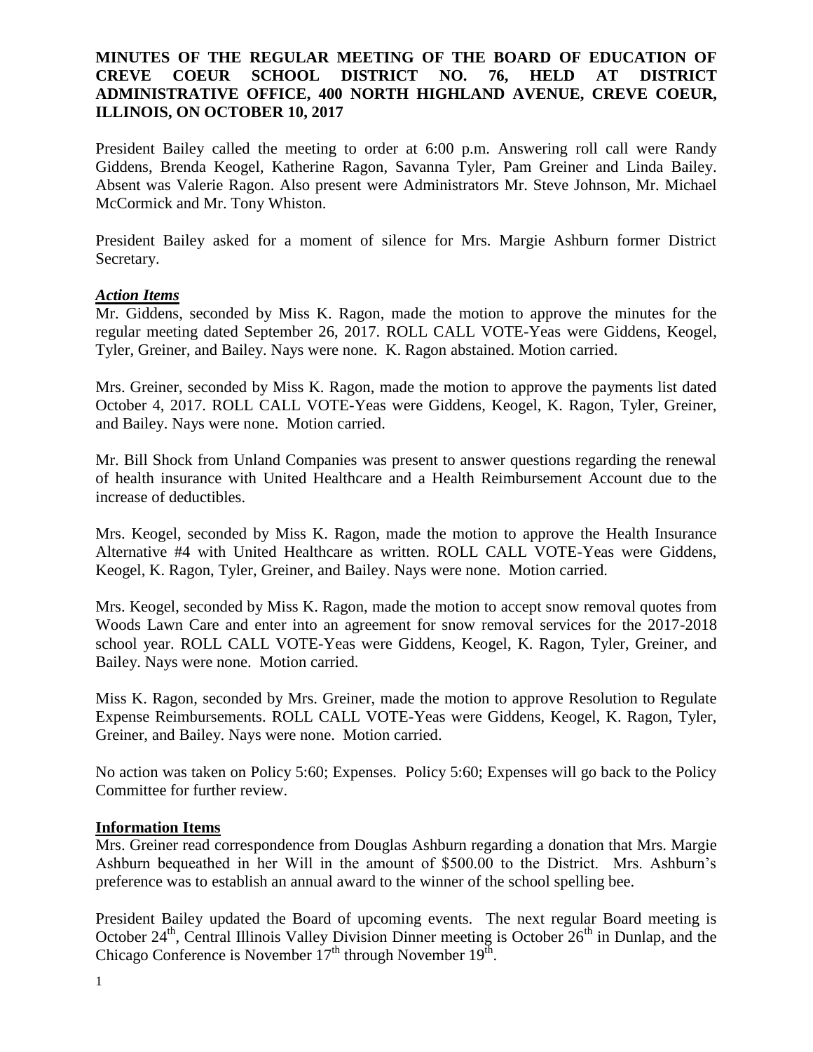# MINUTES OF THE REGULAR MEETING OF THE BOARD OF EDUCATION OF CREVE COEUR SCHOOL DISTRICT NO. 76, HELD AT DISTRICT ADMINISTRATIVE OFFICE, 400 NORTH HIGHLAND AVENUE, CREVE COEUR, ILLINOIS, ON OCTOBER 10, 2017

President Bailey called the meeting to order at 6:00 p.m. Answering roll call were Randy Giddens, Brenda Keogel, Katherine Ragon, Savanna Tyler, Pam Greiner and Linda Bailey. Absent was Valerie Ragon. Also present were Administrators Mr. Steve Johnson, Mr. Michael McCormick and Mr. Tony Whiston.

President Bailey asked for a moment of silence for Mrs. Margie Ashburn former District Secretary.

***Action Items***

Mr. Giddens, seconded by Miss K. Ragon, made the motion to approve the minutes for the regular meeting dated September 26, 2017. ROLL CALL VOTE-Yeas were Giddens, Keogel, Tyler, Greiner, and Bailey. Nays were none. K. Ragon abstained. Motion carried.

Mrs. Greiner, seconded by Miss K. Ragon, made the motion to approve the payments list dated October 4, 2017. ROLL CALL VOTE-Yeas were Giddens, Keogel, K. Ragon, Tyler, Greiner, and Bailey. Nays were none. Motion carried.

Mr. Bill Shock from Unland Companies was present to answer questions regarding the renewal of health insurance with United Healthcare and a Health Reimbursement Account due to the increase of deductibles.

Mrs. Keogel, seconded by Miss K. Ragon, made the motion to approve the Health Insurance Alternative #4 with United Healthcare as written. ROLL CALL VOTE-Yeas were Giddens, Keogel, K. Ragon, Tyler, Greiner, and Bailey. Nays were none. Motion carried.

Mrs. Keogel, seconded by Miss K. Ragon, made the motion to accept snow removal quotes from Woods Lawn Care and enter into an agreement for snow removal services for the 2017-2018 school year. ROLL CALL VOTE-Yeas were Giddens, Keogel, K. Ragon, Tyler, Greiner, and Bailey. Nays were none. Motion carried.

Miss K. Ragon, seconded by Mrs. Greiner, made the motion to approve Resolution to Regulate Expense Reimbursements. ROLL CALL VOTE-Yeas were Giddens, Keogel, K. Ragon, Tyler, Greiner, and Bailey. Nays were none. Motion carried.

No action was taken on Policy 5:60; Expenses. Policy 5:60; Expenses will go back to the Policy Committee for further review.

**Information Items**

Mrs. Greiner read correspondence from Douglas Ashburn regarding a donation that Mrs. Margie Ashburn bequeathed in her Will in the amount of $500.00 to the District. Mrs. Ashburn's preference was to establish an annual award to the winner of the school spelling bee.

President Bailey updated the Board of upcoming events. The next regular Board meeting is October 24th, Central Illinois Valley Division Dinner meeting is October 26th in Dunlap, and the Chicago Conference is November 17th through November 19th.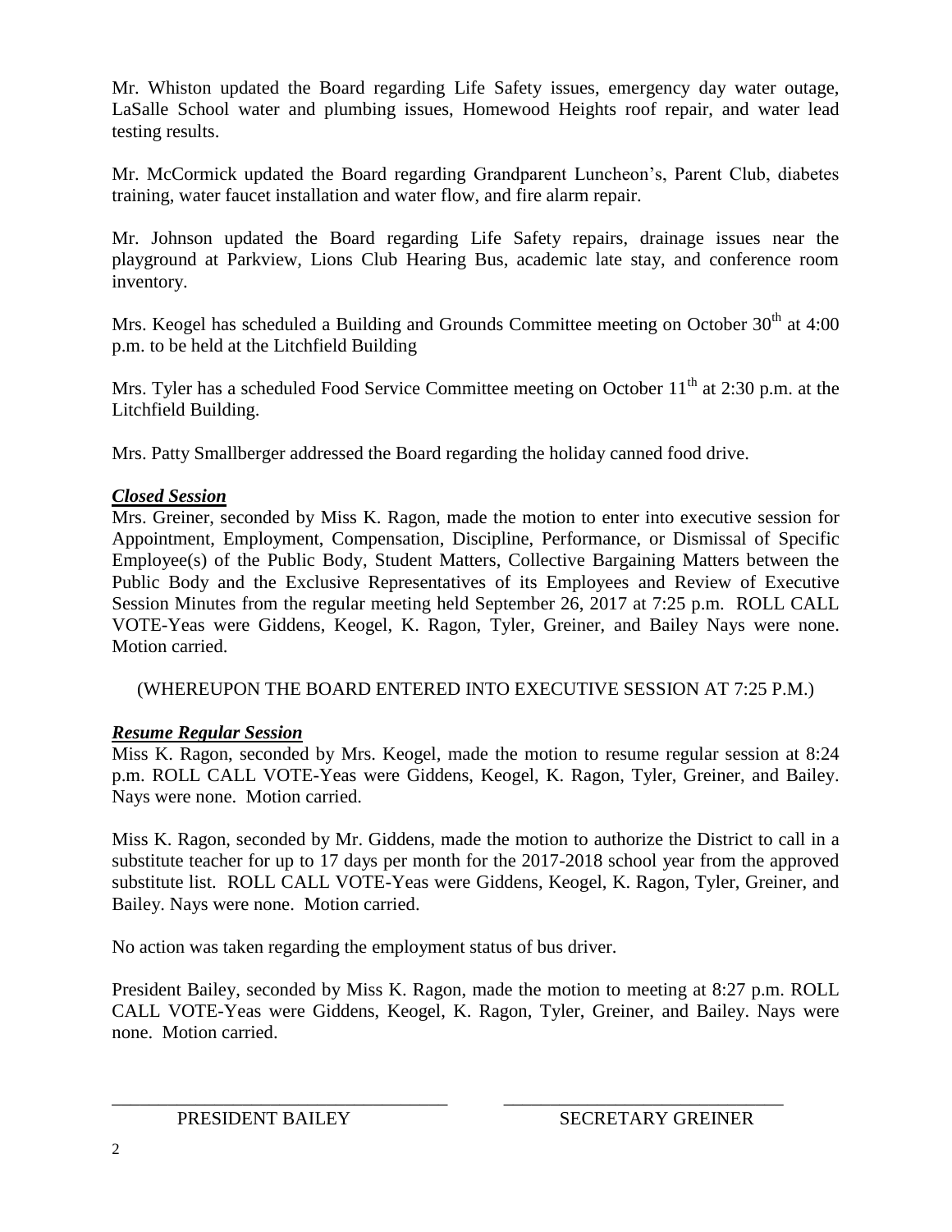Mr. Whiston updated the Board regarding Life Safety issues, emergency day water outage, LaSalle School water and plumbing issues, Homewood Heights roof repair, and water lead testing results.

Mr. McCormick updated the Board regarding Grandparent Luncheon's, Parent Club, diabetes training, water faucet installation and water flow, and fire alarm repair.

Mr. Johnson updated the Board regarding Life Safety repairs, drainage issues near the playground at Parkview, Lions Club Hearing Bus, academic late stay, and conference room inventory.

Mrs. Keogel has scheduled a Building and Grounds Committee meeting on October 30th at 4:00 p.m. to be held at the Litchfield Building

Mrs. Tyler has a scheduled Food Service Committee meeting on October 11th at 2:30 p.m. at the Litchfield Building.

Mrs. Patty Smallberger addressed the Board regarding the holiday canned food drive.

***Closed Session***

Mrs. Greiner, seconded by Miss K. Ragon, made the motion to enter into executive session for Appointment, Employment, Compensation, Discipline, Performance, or Dismissal of Specific Employee(s) of the Public Body, Student Matters, Collective Bargaining Matters between the Public Body and the Exclusive Representatives of its Employees and Review of Executive Session Minutes from the regular meeting held September 26, 2017 at 7:25 p.m. ROLL CALL VOTE-Yeas were Giddens, Keogel, K. Ragon, Tyler, Greiner, and Bailey Nays were none. Motion carried.

(WHEREUPON THE BOARD ENTERED INTO EXECUTIVE SESSION AT 7:25 P.M.)

***Resume Regular Session***

Miss K. Ragon, seconded by Mrs. Keogel, made the motion to resume regular session at 8:24 p.m. ROLL CALL VOTE-Yeas were Giddens, Keogel, K. Ragon, Tyler, Greiner, and Bailey. Nays were none. Motion carried.

Miss K. Ragon, seconded by Mr. Giddens, made the motion to authorize the District to call in a substitute teacher for up to 17 days per month for the 2017-2018 school year from the approved substitute list. ROLL CALL VOTE-Yeas were Giddens, Keogel, K. Ragon, Tyler, Greiner, and Bailey. Nays were none. Motion carried.

No action was taken regarding the employment status of bus driver.

President Bailey, seconded by Miss K. Ragon, made the motion to meeting at 8:27 p.m. ROLL CALL VOTE-Yeas were Giddens, Keogel, K. Ragon, Tyler, Greiner, and Bailey. Nays were none. Motion carried.

\_\_\_\_\_\_\_\_\_\_\_\_\_\_\_\_\_\_\_\_\_\_\_\_\_\_\_\_\_\_\_\_\_\_\_\_ \_\_\_\_\_\_\_\_\_\_\_\_\_\_\_\_\_\_\_\_\_\_\_\_\_\_\_\_\_\_\_\_\_\_\_\_

PRESIDENT BAILEY SECRETARY GREINER